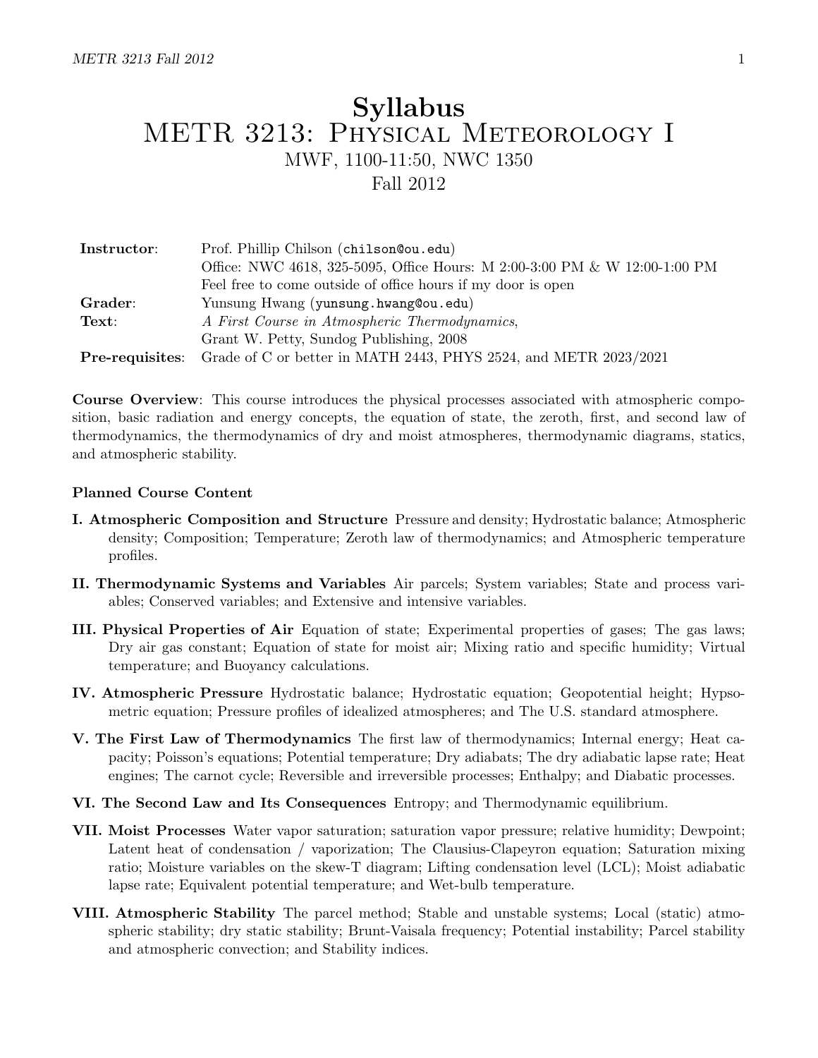# Syllabus
# METR 3213: Physical Meteorology I

MWF, 1100-11:50, NWC 1350

Fall 2012

| | |
|---|---|
| **Instructor**: | Prof. Phillip Chilson (`chilson@ou.edu`) |
| | Office: NWC 4618, 325-5095, Office Hours: M 2:00-3:00 PM & W 12:00-1:00 PM |
| | Feel free to come outside of office hours if my door is open |
| **Grader**: | Yunsung Hwang (`yunsung.hwang@ou.edu`) |
| **Text**: | *A First Course in Atmospheric Thermodynamics*, |
| | Grant W. Petty, Sundog Publishing, 2008 |
| **Pre-requisites**: | Grade of C or better in MATH 2443, PHYS 2524, and METR 2023/2021 |

**Course Overview**: This course introduces the physical processes associated with atmospheric composition, basic radiation and energy concepts, the equation of state, the zeroth, first, and second law of thermodynamics, the thermodynamics of dry and moist atmospheres, thermodynamic diagrams, statics, and atmospheric stability.

### Planned Course Content

**I. Atmospheric Composition and Structure** Pressure and density; Hydrostatic balance; Atmospheric density; Composition; Temperature; Zeroth law of thermodynamics; and Atmospheric temperature profiles.

**II. Thermodynamic Systems and Variables** Air parcels; System variables; State and process variables; Conserved variables; and Extensive and intensive variables.

**III. Physical Properties of Air** Equation of state; Experimental properties of gases; The gas laws; Dry air gas constant; Equation of state for moist air; Mixing ratio and specific humidity; Virtual temperature; and Buoyancy calculations.

**IV. Atmospheric Pressure** Hydrostatic balance; Hydrostatic equation; Geopotential height; Hypsometric equation; Pressure profiles of idealized atmospheres; and The U.S. standard atmosphere.

**V. The First Law of Thermodynamics** The first law of thermodynamics; Internal energy; Heat capacity; Poisson's equations; Potential temperature; Dry adiabats; The dry adiabatic lapse rate; Heat engines; The carnot cycle; Reversible and irreversible processes; Enthalpy; and Diabatic processes.

**VI. The Second Law and Its Consequences** Entropy; and Thermodynamic equilibrium.

**VII. Moist Processes** Water vapor saturation; saturation vapor pressure; relative humidity; Dewpoint; Latent heat of condensation / vaporization; The Clausius-Clapeyron equation; Saturation mixing ratio; Moisture variables on the skew-T diagram; Lifting condensation level (LCL); Moist adiabatic lapse rate; Equivalent potential temperature; and Wet-bulb temperature.

**VIII. Atmospheric Stability** The parcel method; Stable and unstable systems; Local (static) atmospheric stability; dry static stability; Brunt-Vaisala frequency; Potential instability; Parcel stability and atmospheric convection; and Stability indices.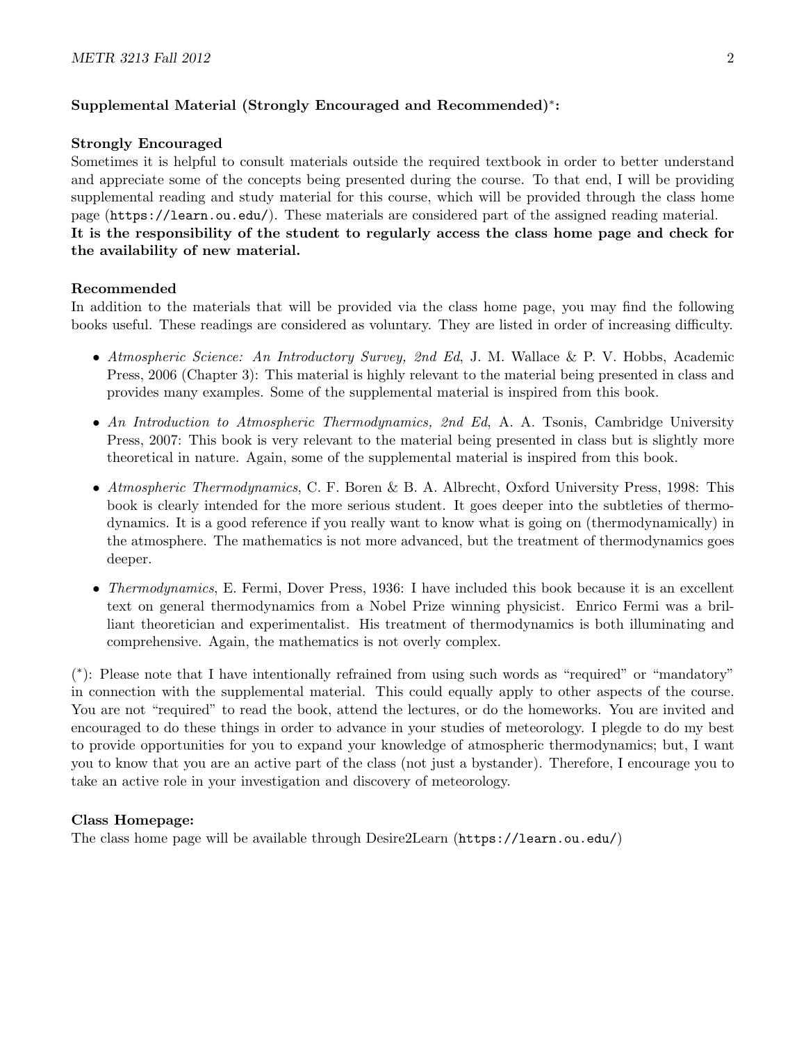**Supplemental Material (Strongly Encouraged and Recommended)*:**

**Strongly Encouraged**

Sometimes it is helpful to consult materials outside the required textbook in order to better understand and appreciate some of the concepts being presented during the course. To that end, I will be providing supplemental reading and study material for this course, which will be provided through the class home page (`https://learn.ou.edu/`). These materials are considered part of the assigned reading material. **It is the responsibility of the student to regularly access the class home page and check for the availability of new material.**

**Recommended**

In addition to the materials that will be provided via the class home page, you may find the following books useful. These readings are considered as voluntary. They are listed in order of increasing difficulty.

- *Atmospheric Science: An Introductory Survey, 2nd Ed*, J. M. Wallace & P. V. Hobbs, Academic Press, 2006 (Chapter 3): This material is highly relevant to the material being presented in class and provides many examples. Some of the supplemental material is inspired from this book.
- *An Introduction to Atmospheric Thermodynamics, 2nd Ed*, A. A. Tsonis, Cambridge University Press, 2007: This book is very relevant to the material being presented in class but is slightly more theoretical in nature. Again, some of the supplemental material is inspired from this book.
- *Atmospheric Thermodynamics*, C. F. Boren & B. A. Albrecht, Oxford University Press, 1998: This book is clearly intended for the more serious student. It goes deeper into the subtleties of thermodynamics. It is a good reference if you really want to know what is going on (thermodynamically) in the atmosphere. The mathematics is not more advanced, but the treatment of thermodynamics goes deeper.
- *Thermodynamics*, E. Fermi, Dover Press, 1936: I have included this book because it is an excellent text on general thermodynamics from a Nobel Prize winning physicist. Enrico Fermi was a brilliant theoretician and experimentalist. His treatment of thermodynamics is both illuminating and comprehensive. Again, the mathematics is not overly complex.

(*): Please note that I have intentionally refrained from using such words as "required" or "mandatory" in connection with the supplemental material. This could equally apply to other aspects of the course. You are not "required" to read the book, attend the lectures, or do the homeworks. You are invited and encouraged to do these things in order to advance in your studies of meteorology. I plegde to do my best to provide opportunities for you to expand your knowledge of atmospheric thermodynamics; but, I want you to know that you are an active part of the class (not just a bystander). Therefore, I encourage you to take an active role in your investigation and discovery of meteorology.

**Class Homepage:**

The class home page will be available through Desire2Learn (`https://learn.ou.edu/`)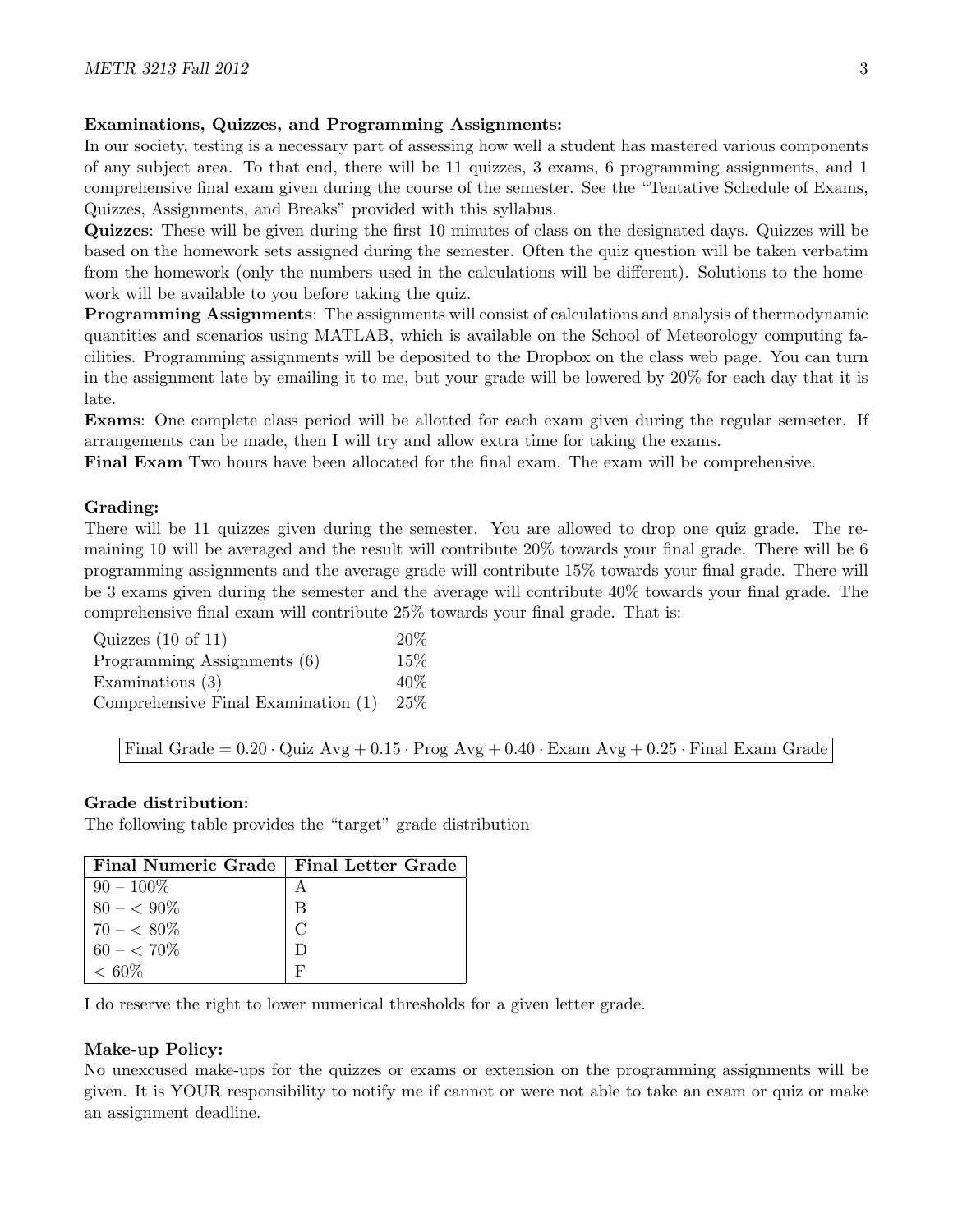**Examinations, Quizzes, and Programming Assignments:**
In our society, testing is a necessary part of assessing how well a student has mastered various components of any subject area. To that end, there will be 11 quizzes, 3 exams, 6 programming assignments, and 1 comprehensive final exam given during the course of the semester. See the "Tentative Schedule of Exams, Quizzes, Assignments, and Breaks" provided with this syllabus.

**Quizzes**: These will be given during the first 10 minutes of class on the designated days. Quizzes will be based on the homework sets assigned during the semester. Often the quiz question will be taken verbatim from the homework (only the numbers used in the calculations will be different). Solutions to the homework will be available to you before taking the quiz.

**Programming Assignments**: The assignments will consist of calculations and analysis of thermodynamic quantities and scenarios using MATLAB, which is available on the School of Meteorology computing facilities. Programming assignments will be deposited to the Dropbox on the class web page. You can turn in the assignment late by emailing it to me, but your grade will be lowered by 20% for each day that it is late.

**Exams**: One complete class period will be allotted for each exam given during the regular semseter. If arrangements can be made, then I will try and allow extra time for taking the exams.

**Final Exam** Two hours have been allocated for the final exam. The exam will be comprehensive.

**Grading:**
There will be 11 quizzes given during the semester. You are allowed to drop one quiz grade. The remaining 10 will be averaged and the result will contribute 20% towards your final grade. There will be 6 programming assignments and the average grade will contribute 15% towards your final grade. There will be 3 exams given during the semester and the average will contribute 40% towards your final grade. The comprehensive final exam will contribute 25% towards your final grade. That is:

| | |
|---|---|
| Quizzes (10 of 11) | 20% |
| Programming Assignments (6) | 15% |
| Examinations (3) | 40% |
| Comprehensive Final Examination (1) | 25% |

$$\text{Final Grade} = 0.20 \cdot \text{Quiz Avg} + 0.15 \cdot \text{Prog Avg} + 0.40 \cdot \text{Exam Avg} + 0.25 \cdot \text{Final Exam Grade}$$

**Grade distribution:**
The following table provides the "target" grade distribution

| Final Numeric Grade | Final Letter Grade |
|---|---|
| 90 – 100% | A |
| 80 – < 90% | B |
| 70 – < 80% | C |
| 60 – < 70% | D |
| < 60% | F |

I do reserve the right to lower numerical thresholds for a given letter grade.

**Make-up Policy:**
No unexcused make-ups for the quizzes or exams or extension on the programming assignments will be given. It is YOUR responsibility to notify me if cannot or were not able to take an exam or quiz or make an assignment deadline.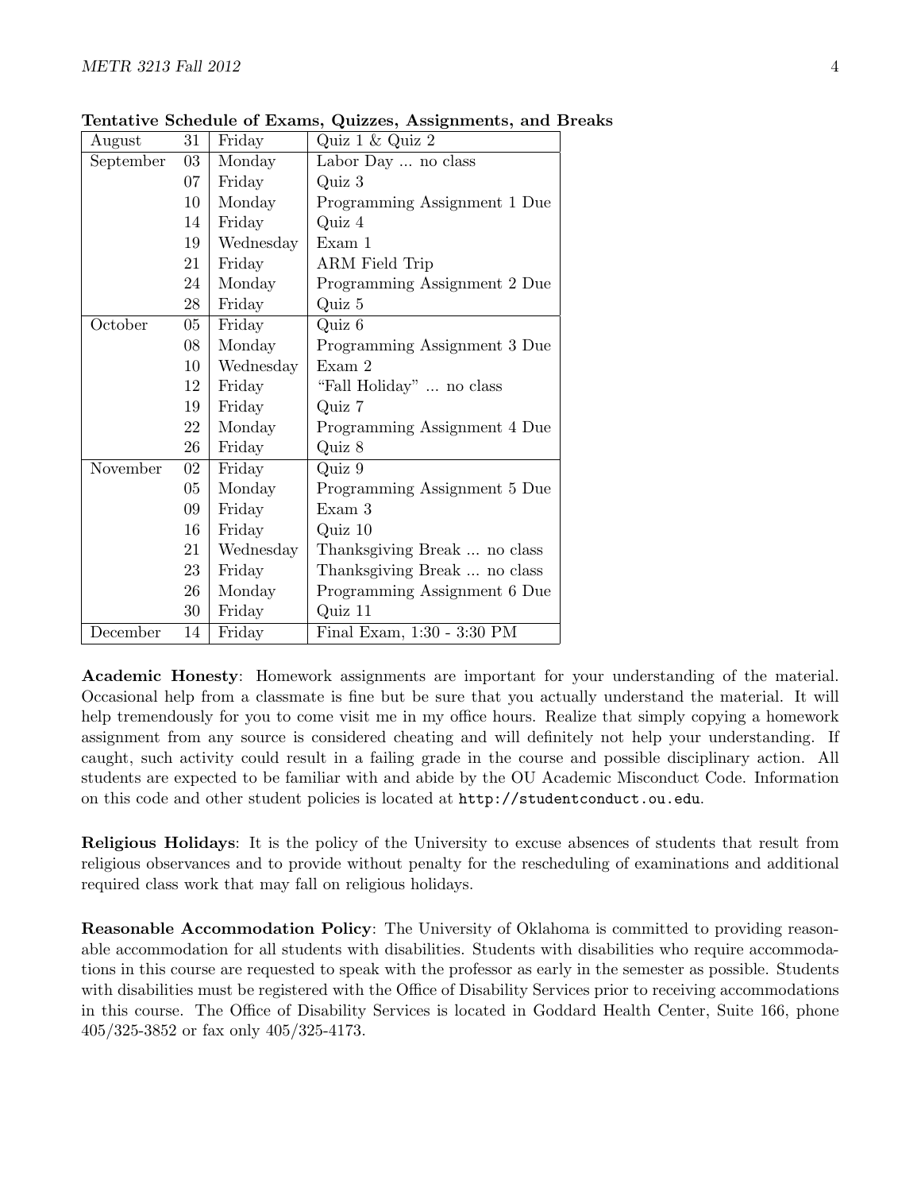**Tentative Schedule of Exams, Quizzes, Assignments, and Breaks**

| | | | |
|---|---|---|---|
| August | 31 | Friday | Quiz 1 & Quiz 2 |
| September | 03 | Monday | Labor Day ... no class |
| | 07 | Friday | Quiz 3 |
| | 10 | Monday | Programming Assignment 1 Due |
| | 14 | Friday | Quiz 4 |
| | 19 | Wednesday | Exam 1 |
| | 21 | Friday | ARM Field Trip |
| | 24 | Monday | Programming Assignment 2 Due |
| | 28 | Friday | Quiz 5 |
| October | 05 | Friday | Quiz 6 |
| | 08 | Monday | Programming Assignment 3 Due |
| | 10 | Wednesday | Exam 2 |
| | 12 | Friday | "Fall Holiday" ... no class |
| | 19 | Friday | Quiz 7 |
| | 22 | Monday | Programming Assignment 4 Due |
| | 26 | Friday | Quiz 8 |
| November | 02 | Friday | Quiz 9 |
| | 05 | Monday | Programming Assignment 5 Due |
| | 09 | Friday | Exam 3 |
| | 16 | Friday | Quiz 10 |
| | 21 | Wednesday | Thanksgiving Break ... no class |
| | 23 | Friday | Thanksgiving Break ... no class |
| | 26 | Monday | Programming Assignment 6 Due |
| | 30 | Friday | Quiz 11 |
| December | 14 | Friday | Final Exam, 1:30 - 3:30 PM |

**Academic Honesty**: Homework assignments are important for your understanding of the material. Occasional help from a classmate is fine but be sure that you actually understand the material. It will help tremendously for you to come visit me in my office hours. Realize that simply copying a homework assignment from any source is considered cheating and will definitely not help your understanding. If caught, such activity could result in a failing grade in the course and possible disciplinary action. All students are expected to be familiar with and abide by the OU Academic Misconduct Code. Information on this code and other student policies is located at `http://studentconduct.ou.edu`.

**Religious Holidays**: It is the policy of the University to excuse absences of students that result from religious observances and to provide without penalty for the rescheduling of examinations and additional required class work that may fall on religious holidays.

**Reasonable Accommodation Policy**: The University of Oklahoma is committed to providing reasonable accommodation for all students with disabilities. Students with disabilities who require accommodations in this course are requested to speak with the professor as early in the semester as possible. Students with disabilities must be registered with the Office of Disability Services prior to receiving accommodations in this course. The Office of Disability Services is located in Goddard Health Center, Suite 166, phone 405/325-3852 or fax only 405/325-4173.